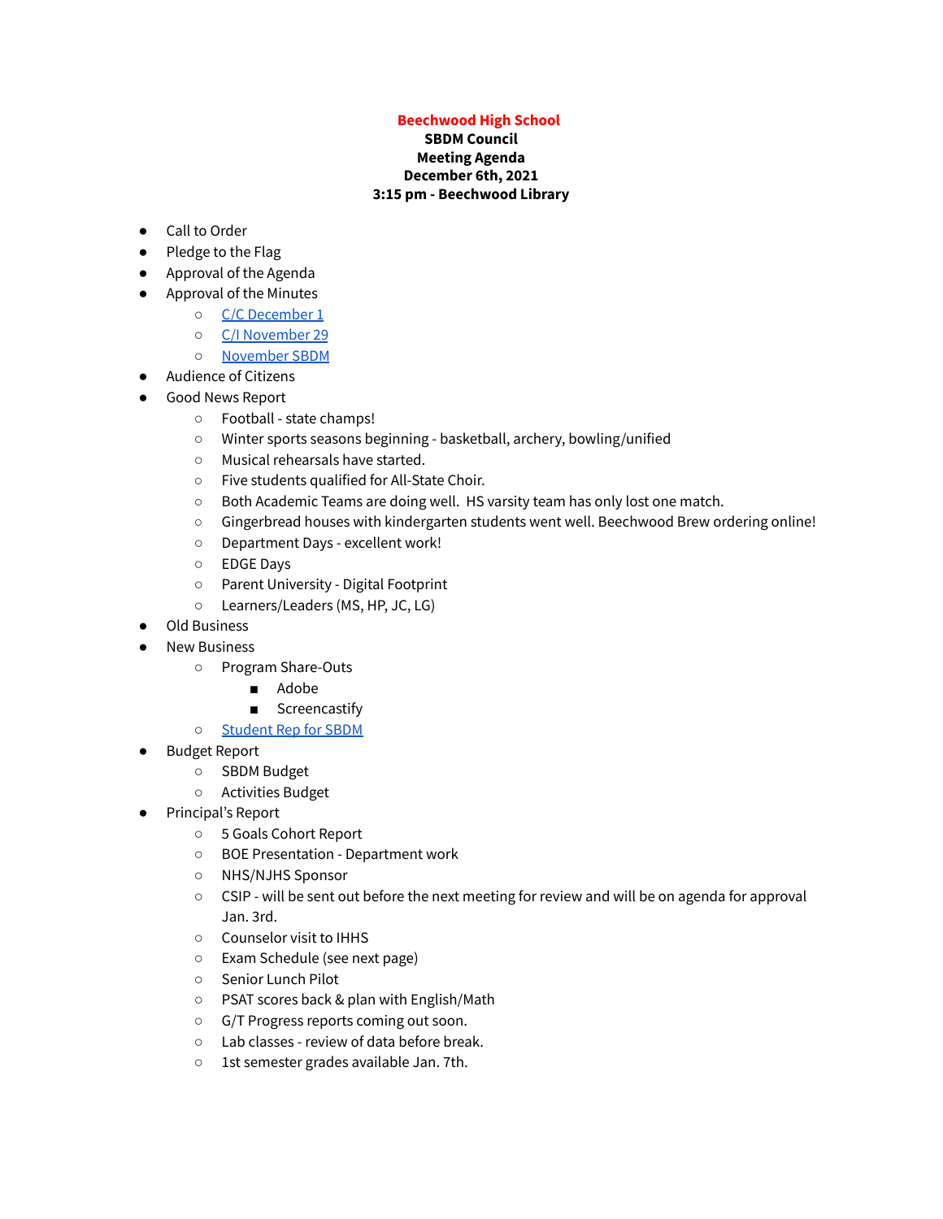**Beechwood High School**
**SBDM Council**
**Meeting Agenda**
**December 6th, 2021**
**3:15 pm - Beechwood Library**

- Call to Order
- Pledge to the Flag
- Approval of the Agenda
- Approval of the Minutes
    - C/C December 1
    - C/I November 29
    - November SBDM
- Audience of Citizens
- Good News Report
    - Football - state champs!
    - Winter sports seasons beginning - basketball, archery, bowling/unified
    - Musical rehearsals have started.
    - Five students qualified for All-State Choir.
    - Both Academic Teams are doing well. HS varsity team has only lost one match.
    - Gingerbread houses with kindergarten students went well. Beechwood Brew ordering online!
    - Department Days - excellent work!
    - EDGE Days
    - Parent University - Digital Footprint
    - Learners/Leaders (MS, HP, JC, LG)
- Old Business
- New Business
    - Program Share-Outs
        - Adobe
        - Screencastify
    - Student Rep for SBDM
- Budget Report
    - SBDM Budget
    - Activities Budget
- Principal's Report
    - 5 Goals Cohort Report
    - BOE Presentation - Department work
    - NHS/NJHS Sponsor
    - CSIP - will be sent out before the next meeting for review and will be on agenda for approval Jan. 3rd.
    - Counselor visit to IHHS
    - Exam Schedule (see next page)
    - Senior Lunch Pilot
    - PSAT scores back & plan with English/Math
    - G/T Progress reports coming out soon.
    - Lab classes - review of data before break.
    - 1st semester grades available Jan. 7th.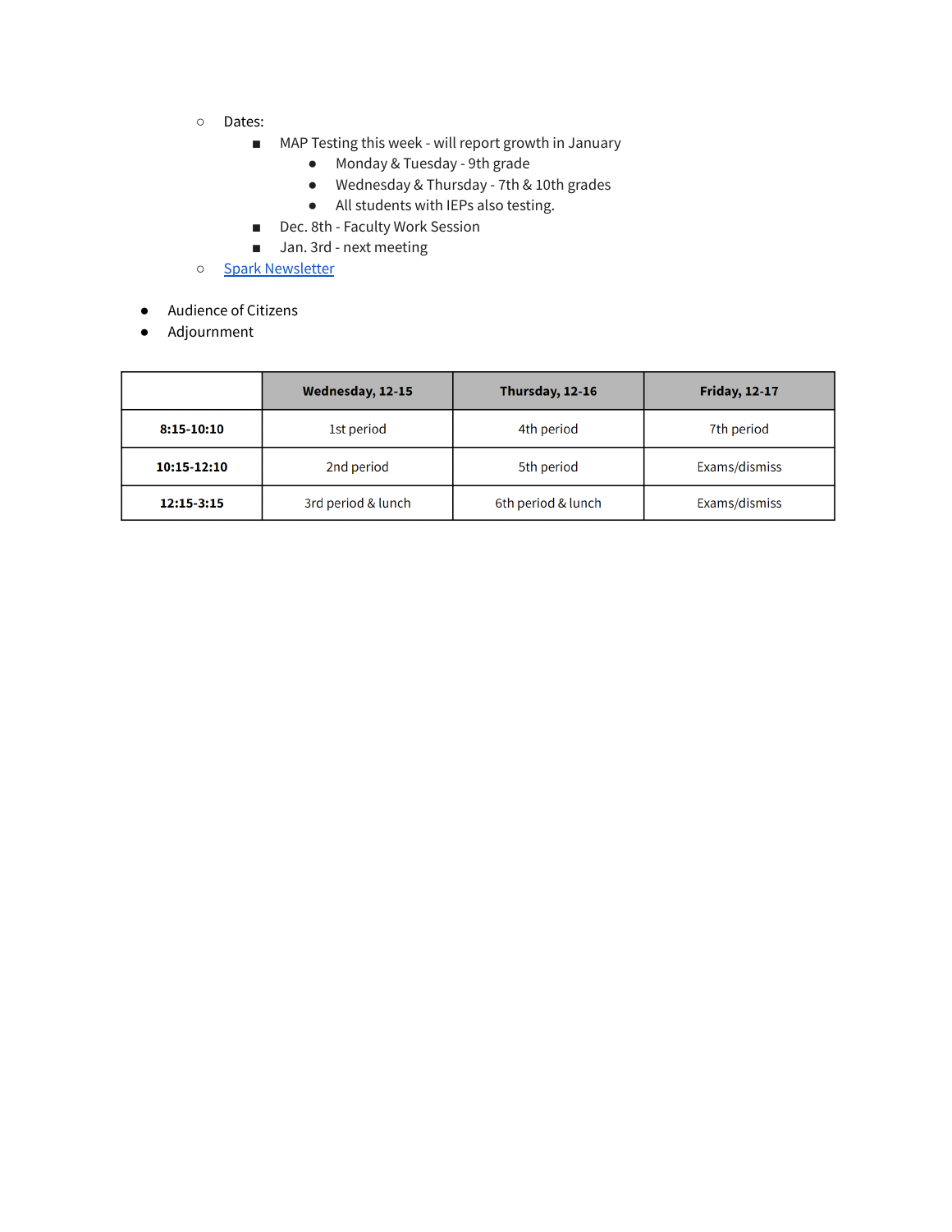- Dates:
  - MAP Testing this week - will report growth in January
    - Monday & Tuesday - 9th grade
    - Wednesday & Thursday - 7th & 10th grades
    - All students with IEPs also testing.
  - Dec. 8th - Faculty Work Session
  - Jan. 3rd - next meeting
- Spark Newsletter

- Audience of Citizens
- Adjournment

| | **Wednesday, 12-15** | **Thursday, 12-16** | **Friday, 12-17** |
|---|---|---|---|
| **8:15-10:10** | 1st period | 4th period | 7th period |
| **10:15-12:10** | 2nd period | 5th period | Exams/dismiss |
| **12:15-3:15** | 3rd period & lunch | 6th period & lunch | Exams/dismiss |